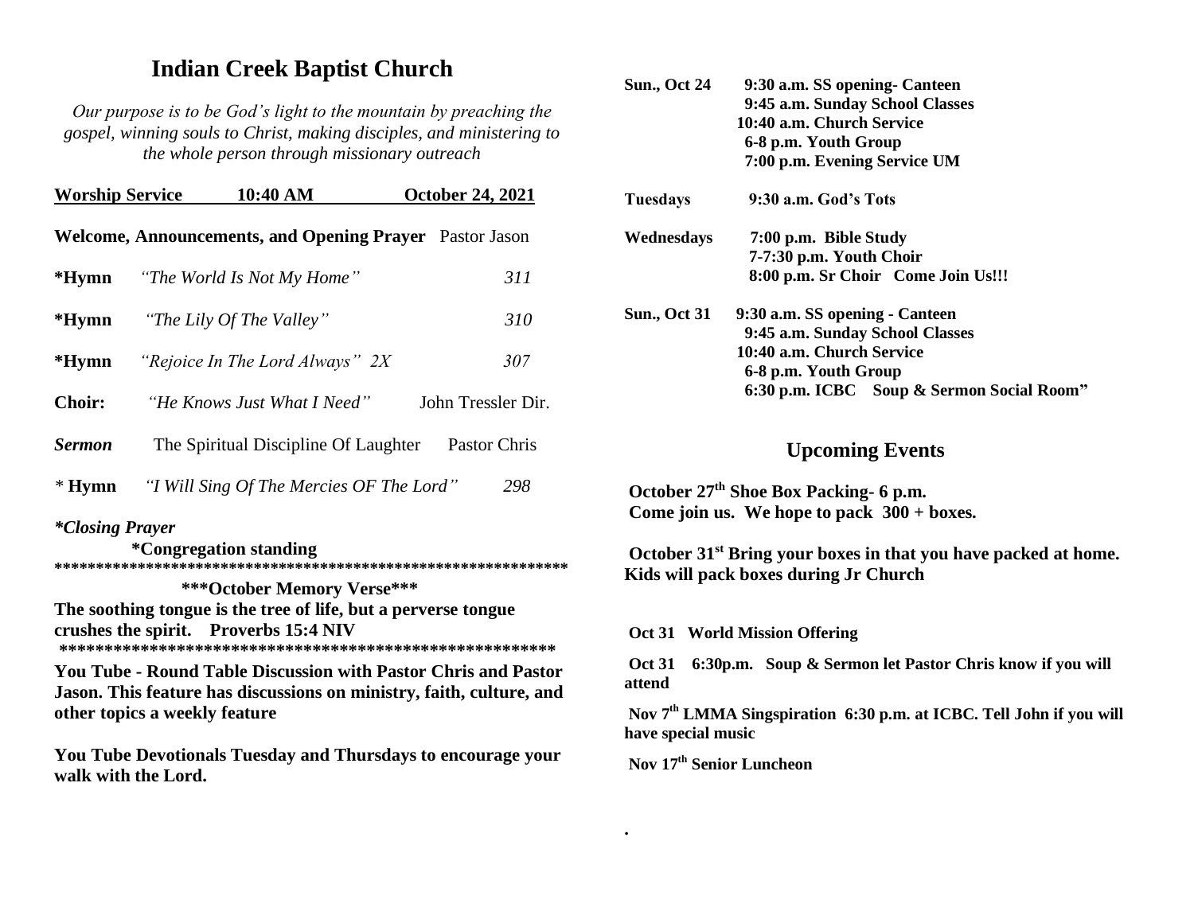# Indian Creek Baptist Church

*Our purpose is to be God's light to the mountain by preaching the gospel, winning souls to Christ, making disciples, and ministering to the whole person through missionary outreach*

**Worship Service 10:40 AM October 24, 2021**

**Welcome, Announcements, and Opening Prayer** Pastor Jason

**\*Hymn** *"The World Is Not My Home"* *311*

**\*Hymn** *"The Lily Of The Valley"* *310*

**\*Hymn** *"Rejoice In The Lord Always" 2X* *307*

**Choir:** *"He Knows Just What I Need"* John Tressler Dir.

***Sermon*** The Spiritual Discipline Of Laughter Pastor Chris

\* **Hymn** *"I Will Sing Of The Mercies OF The Lord"* *298*

***\*Closing Prayer***

**\*Congregation standing**

**\*\*\*\*\*\*\*\*\*\*\*\*\*\*\*\*\*\*\*\*\*\*\*\*\*\*\*\*\*\*\*\*\*\*\*\*\*\*\*\*\*\*\*\*\*\*\*\*\*\*\*\*\*\*\*\*\*\*\*\*\*\*\*\***

**\*\*\*October Memory Verse\*\*\***

**The soothing tongue is the tree of life, but a perverse tongue crushes the spirit. Proverbs 15:4 NIV**

**\*\*\*\*\*\*\*\*\*\*\*\*\*\*\*\*\*\*\*\*\*\*\*\*\*\*\*\*\*\*\*\*\*\*\*\*\*\*\*\*\*\*\*\*\*\*\*\*\*\*\*\*\*\*\*\*\***

**You Tube - Round Table Discussion with Pastor Chris and Pastor Jason. This feature has discussions on ministry, faith, culture, and other topics a weekly feature**

**You Tube Devotionals Tuesday and Thursdays to encourage your walk with the Lord.**

**Sun., Oct 24** 9:30 a.m. SS opening- Canteen
9:45 a.m. Sunday School Classes
10:40 a.m. Church Service
6-8 p.m. Youth Group
7:00 p.m. Evening Service UM

**Tuesdays** 9:30 a.m. God's Tots

**Wednesdays** 7:00 p.m. Bible Study
7-7:30 p.m. Youth Choir
8:00 p.m. Sr Choir Come Join Us!!!

**Sun., Oct 31** 9:30 a.m. SS opening - Canteen
9:45 a.m. Sunday School Classes
10:40 a.m. Church Service
6-8 p.m. Youth Group
6:30 p.m. ICBC Soup & Sermon Social Room"

## Upcoming Events

**October 27th Shoe Box Packing- 6 p.m. Come join us. We hope to pack 300 + boxes.**

**October 31st Bring your boxes in that you have packed at home. Kids will pack boxes during Jr Church**

**Oct 31 World Mission Offering**

**Oct 31 6:30p.m. Soup & Sermon let Pastor Chris know if you will attend**

**Nov 7th LMMA Singspiration 6:30 p.m. at ICBC. Tell John if you will have special music**

**Nov 17th Senior Luncheon**

.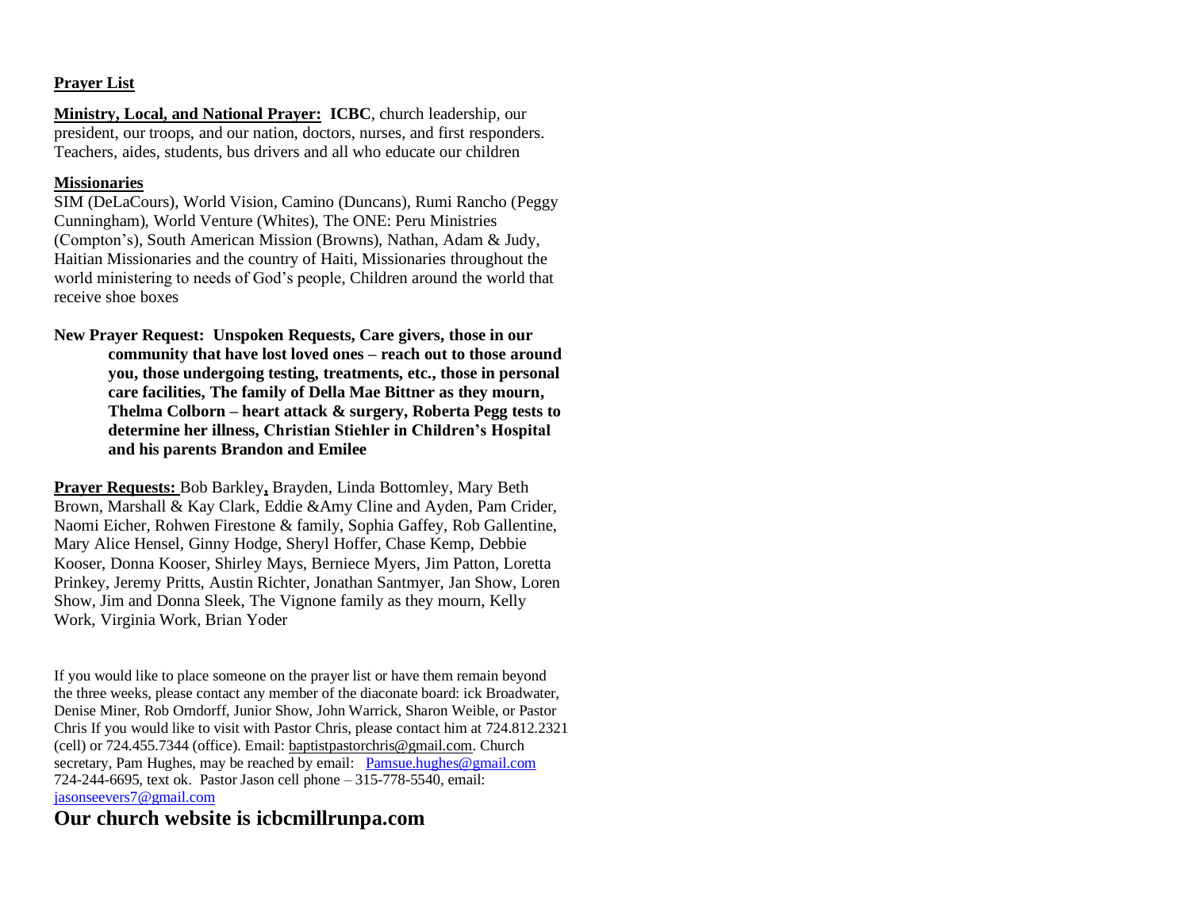**Prayer List**

**Ministry, Local, and National Prayer: ICBC**, church leadership, our president, our troops, and our nation, doctors, nurses, and first responders. Teachers, aides, students, bus drivers and all who educate our children

**Missionaries**

SIM (DeLaCours), World Vision, Camino (Duncans), Rumi Rancho (Peggy Cunningham), World Venture (Whites), The ONE: Peru Ministries (Compton's), South American Mission (Browns), Nathan, Adam & Judy, Haitian Missionaries and the country of Haiti, Missionaries throughout the world ministering to needs of God's people, Children around the world that receive shoe boxes

**New Prayer Request: Unspoken Requests, Care givers, those in our community that have lost loved ones – reach out to those around you, those undergoing testing, treatments, etc., those in personal care facilities, The family of Della Mae Bittner as they mourn, Thelma Colborn – heart attack & surgery, Roberta Pegg tests to determine her illness, Christian Stiehler in Children's Hospital and his parents Brandon and Emilee**

**Prayer Requests:** Bob Barkley, Brayden, Linda Bottomley, Mary Beth Brown, Marshall & Kay Clark, Eddie &Amy Cline and Ayden, Pam Crider, Naomi Eicher, Rohwen Firestone & family, Sophia Gaffey, Rob Gallentine, Mary Alice Hensel, Ginny Hodge, Sheryl Hoffer, Chase Kemp, Debbie Kooser, Donna Kooser, Shirley Mays, Berniece Myers, Jim Patton, Loretta Prinkey, Jeremy Pritts, Austin Richter, Jonathan Santmyer, Jan Show, Loren Show, Jim and Donna Sleek, The Vignone family as they mourn, Kelly Work, Virginia Work, Brian Yoder

If you would like to place someone on the prayer list or have them remain beyond the three weeks, please contact any member of the diaconate board: ick Broadwater, Denise Miner, Rob Orndorff, Junior Show, John Warrick, Sharon Weible, or Pastor Chris If you would like to visit with Pastor Chris, please contact him at 724.812.2321 (cell) or 724.455.7344 (office). Email: baptistpastorchris@gmail.com. Church secretary, Pam Hughes, may be reached by email: Pamsue.hughes@gmail.com 724-244-6695, text ok. Pastor Jason cell phone – 315-778-5540, email: jasonseevers7@gmail.com

## Our church website is icbcmillrunpa.com